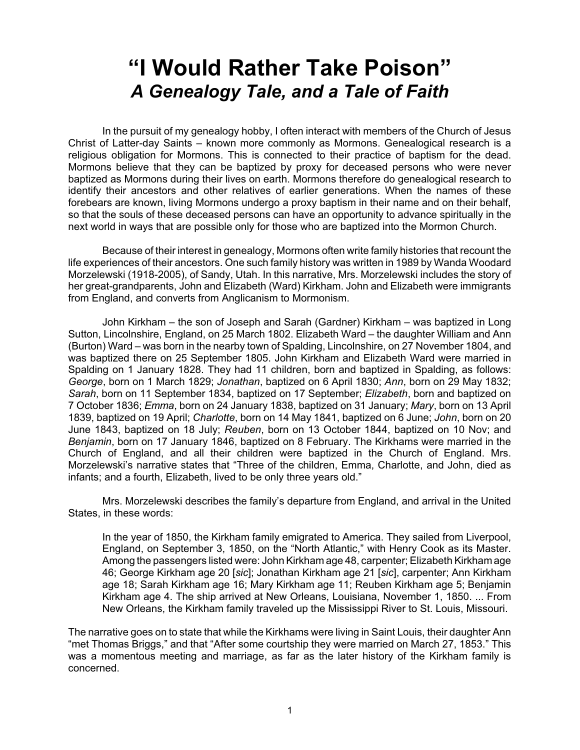# "I Would Rather Take Poison"
## *A Genealogy Tale, and a Tale of Faith*

In the pursuit of my genealogy hobby, I often interact with members of the Church of Jesus Christ of Latter-day Saints – known more commonly as Mormons. Genealogical research is a religious obligation for Mormons. This is connected to their practice of baptism for the dead. Mormons believe that they can be baptized by proxy for deceased persons who were never baptized as Mormons during their lives on earth. Mormons therefore do genealogical research to identify their ancestors and other relatives of earlier generations. When the names of these forebears are known, living Mormons undergo a proxy baptism in their name and on their behalf, so that the souls of these deceased persons can have an opportunity to advance spiritually in the next world in ways that are possible only for those who are baptized into the Mormon Church.

Because of their interest in genealogy, Mormons often write family histories that recount the life experiences of their ancestors. One such family history was written in 1989 by Wanda Woodard Morzelewski (1918-2005), of Sandy, Utah. In this narrative, Mrs. Morzelewski includes the story of her great-grandparents, John and Elizabeth (Ward) Kirkham. John and Elizabeth were immigrants from England, and converts from Anglicanism to Mormonism.

John Kirkham – the son of Joseph and Sarah (Gardner) Kirkham – was baptized in Long Sutton, Lincolnshire, England, on 25 March 1802. Elizabeth Ward – the daughter William and Ann (Burton) Ward – was born in the nearby town of Spalding, Lincolnshire, on 27 November 1804, and was baptized there on 25 September 1805. John Kirkham and Elizabeth Ward were married in Spalding on 1 January 1828. They had 11 children, born and baptized in Spalding, as follows: *George*, born on 1 March 1829; *Jonathan*, baptized on 6 April 1830; *Ann*, born on 29 May 1832; *Sarah*, born on 11 September 1834, baptized on 17 September; *Elizabeth*, born and baptized on 7 October 1836; *Emma*, born on 24 January 1838, baptized on 31 January; *Mary*, born on 13 April 1839, baptized on 19 April; *Charlotte*, born on 14 May 1841, baptized on 6 June; *John*, born on 20 June 1843, baptized on 18 July; *Reuben*, born on 13 October 1844, baptized on 10 Nov; and *Benjamin*, born on 17 January 1846, baptized on 8 February. The Kirkhams were married in the Church of England, and all their children were baptized in the Church of England. Mrs. Morzelewski's narrative states that "Three of the children, Emma, Charlotte, and John, died as infants; and a fourth, Elizabeth, lived to be only three years old."

Mrs. Morzelewski describes the family's departure from England, and arrival in the United States, in these words:

> In the year of 1850, the Kirkham family emigrated to America. They sailed from Liverpool, England, on September 3, 1850, on the "North Atlantic," with Henry Cook as its Master. Among the passengers listed were: John Kirkham age 48, carpenter; Elizabeth Kirkham age 46; George Kirkham age 20 [*sic*]; Jonathan Kirkham age 21 [*sic*], carpenter; Ann Kirkham age 18; Sarah Kirkham age 16; Mary Kirkham age 11; Reuben Kirkham age 5; Benjamin Kirkham age 4. The ship arrived at New Orleans, Louisiana, November 1, 1850. ... From New Orleans, the Kirkham family traveled up the Mississippi River to St. Louis, Missouri.

The narrative goes on to state that while the Kirkhams were living in Saint Louis, their daughter Ann "met Thomas Briggs," and that "After some courtship they were married on March 27, 1853." This was a momentous meeting and marriage, as far as the later history of the Kirkham family is concerned.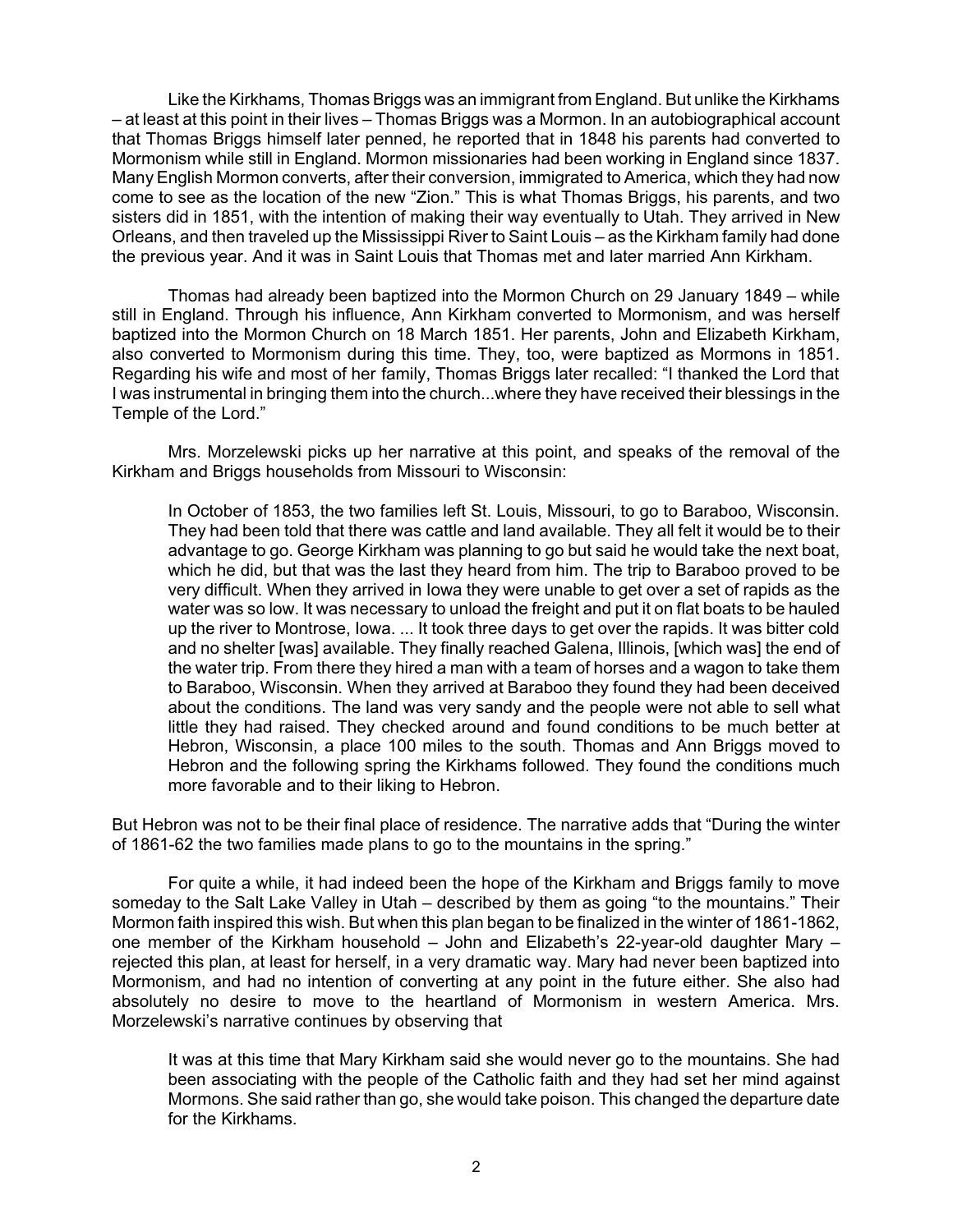Like the Kirkhams, Thomas Briggs was an immigrant from England. But unlike the Kirkhams – at least at this point in their lives – Thomas Briggs was a Mormon. In an autobiographical account that Thomas Briggs himself later penned, he reported that in 1848 his parents had converted to Mormonism while still in England. Mormon missionaries had been working in England since 1837. Many English Mormon converts, after their conversion, immigrated to America, which they had now come to see as the location of the new "Zion." This is what Thomas Briggs, his parents, and two sisters did in 1851, with the intention of making their way eventually to Utah. They arrived in New Orleans, and then traveled up the Mississippi River to Saint Louis – as the Kirkham family had done the previous year. And it was in Saint Louis that Thomas met and later married Ann Kirkham.

Thomas had already been baptized into the Mormon Church on 29 January 1849 – while still in England. Through his influence, Ann Kirkham converted to Mormonism, and was herself baptized into the Mormon Church on 18 March 1851. Her parents, John and Elizabeth Kirkham, also converted to Mormonism during this time. They, too, were baptized as Mormons in 1851. Regarding his wife and most of her family, Thomas Briggs later recalled: "I thanked the Lord that I was instrumental in bringing them into the church...where they have received their blessings in the Temple of the Lord."

Mrs. Morzelewski picks up her narrative at this point, and speaks of the removal of the Kirkham and Briggs households from Missouri to Wisconsin:

> In October of 1853, the two families left St. Louis, Missouri, to go to Baraboo, Wisconsin. They had been told that there was cattle and land available. They all felt it would be to their advantage to go. George Kirkham was planning to go but said he would take the next boat, which he did, but that was the last they heard from him. The trip to Baraboo proved to be very difficult. When they arrived in Iowa they were unable to get over a set of rapids as the water was so low. It was necessary to unload the freight and put it on flat boats to be hauled up the river to Montrose, Iowa. ... It took three days to get over the rapids. It was bitter cold and no shelter [was] available. They finally reached Galena, Illinois, [which was] the end of the water trip. From there they hired a man with a team of horses and a wagon to take them to Baraboo, Wisconsin. When they arrived at Baraboo they found they had been deceived about the conditions. The land was very sandy and the people were not able to sell what little they had raised. They checked around and found conditions to be much better at Hebron, Wisconsin, a place 100 miles to the south. Thomas and Ann Briggs moved to Hebron and the following spring the Kirkhams followed. They found the conditions much more favorable and to their liking to Hebron.

But Hebron was not to be their final place of residence. The narrative adds that "During the winter of 1861-62 the two families made plans to go to the mountains in the spring."

For quite a while, it had indeed been the hope of the Kirkham and Briggs family to move someday to the Salt Lake Valley in Utah – described by them as going "to the mountains." Their Mormon faith inspired this wish. But when this plan began to be finalized in the winter of 1861-1862, one member of the Kirkham household – John and Elizabeth's 22-year-old daughter Mary – rejected this plan, at least for herself, in a very dramatic way. Mary had never been baptized into Mormonism, and had no intention of converting at any point in the future either. She also had absolutely no desire to move to the heartland of Mormonism in western America. Mrs. Morzelewski's narrative continues by observing that

> It was at this time that Mary Kirkham said she would never go to the mountains. She had been associating with the people of the Catholic faith and they had set her mind against Mormons. She said rather than go, she would take poison. This changed the departure date for the Kirkhams.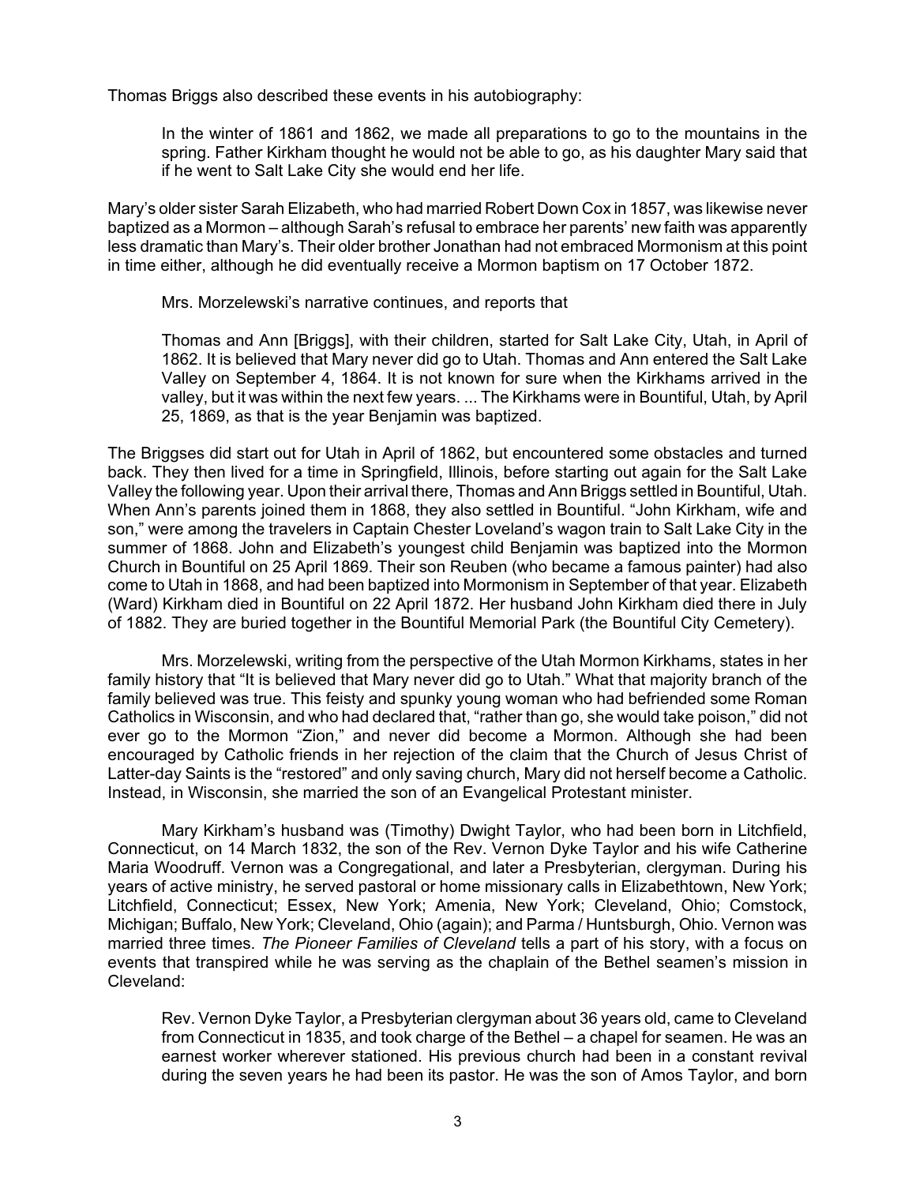Thomas Briggs also described these events in his autobiography:

> In the winter of 1861 and 1862, we made all preparations to go to the mountains in the spring. Father Kirkham thought he would not be able to go, as his daughter Mary said that if he went to Salt Lake City she would end her life.

Mary's older sister Sarah Elizabeth, who had married Robert Down Cox in 1857, was likewise never baptized as a Mormon – although Sarah's refusal to embrace her parents' new faith was apparently less dramatic than Mary's. Their older brother Jonathan had not embraced Mormonism at this point in time either, although he did eventually receive a Mormon baptism on 17 October 1872.

Mrs. Morzelewski's narrative continues, and reports that

> Thomas and Ann [Briggs], with their children, started for Salt Lake City, Utah, in April of 1862. It is believed that Mary never did go to Utah. Thomas and Ann entered the Salt Lake Valley on September 4, 1864. It is not known for sure when the Kirkhams arrived in the valley, but it was within the next few years. ... The Kirkhams were in Bountiful, Utah, by April 25, 1869, as that is the year Benjamin was baptized.

The Briggses did start out for Utah in April of 1862, but encountered some obstacles and turned back. They then lived for a time in Springfield, Illinois, before starting out again for the Salt Lake Valley the following year. Upon their arrival there, Thomas and Ann Briggs settled in Bountiful, Utah. When Ann's parents joined them in 1868, they also settled in Bountiful. "John Kirkham, wife and son," were among the travelers in Captain Chester Loveland's wagon train to Salt Lake City in the summer of 1868. John and Elizabeth's youngest child Benjamin was baptized into the Mormon Church in Bountiful on 25 April 1869. Their son Reuben (who became a famous painter) had also come to Utah in 1868, and had been baptized into Mormonism in September of that year. Elizabeth (Ward) Kirkham died in Bountiful on 22 April 1872. Her husband John Kirkham died there in July of 1882. They are buried together in the Bountiful Memorial Park (the Bountiful City Cemetery).

Mrs. Morzelewski, writing from the perspective of the Utah Mormon Kirkhams, states in her family history that "It is believed that Mary never did go to Utah." What that majority branch of the family believed was true. This feisty and spunky young woman who had befriended some Roman Catholics in Wisconsin, and who had declared that, "rather than go, she would take poison," did not ever go to the Mormon "Zion," and never did become a Mormon. Although she had been encouraged by Catholic friends in her rejection of the claim that the Church of Jesus Christ of Latter-day Saints is the "restored" and only saving church, Mary did not herself become a Catholic. Instead, in Wisconsin, she married the son of an Evangelical Protestant minister.

Mary Kirkham's husband was (Timothy) Dwight Taylor, who had been born in Litchfield, Connecticut, on 14 March 1832, the son of the Rev. Vernon Dyke Taylor and his wife Catherine Maria Woodruff. Vernon was a Congregational, and later a Presbyterian, clergyman. During his years of active ministry, he served pastoral or home missionary calls in Elizabethtown, New York; Litchfield, Connecticut; Essex, New York; Amenia, New York; Cleveland, Ohio; Comstock, Michigan; Buffalo, New York; Cleveland, Ohio (again); and Parma / Huntsburgh, Ohio. Vernon was married three times. *The Pioneer Families of Cleveland* tells a part of his story, with a focus on events that transpired while he was serving as the chaplain of the Bethel seamen's mission in Cleveland:

> Rev. Vernon Dyke Taylor, a Presbyterian clergyman about 36 years old, came to Cleveland from Connecticut in 1835, and took charge of the Bethel – a chapel for seamen. He was an earnest worker wherever stationed. His previous church had been in a constant revival during the seven years he had been its pastor. He was the son of Amos Taylor, and born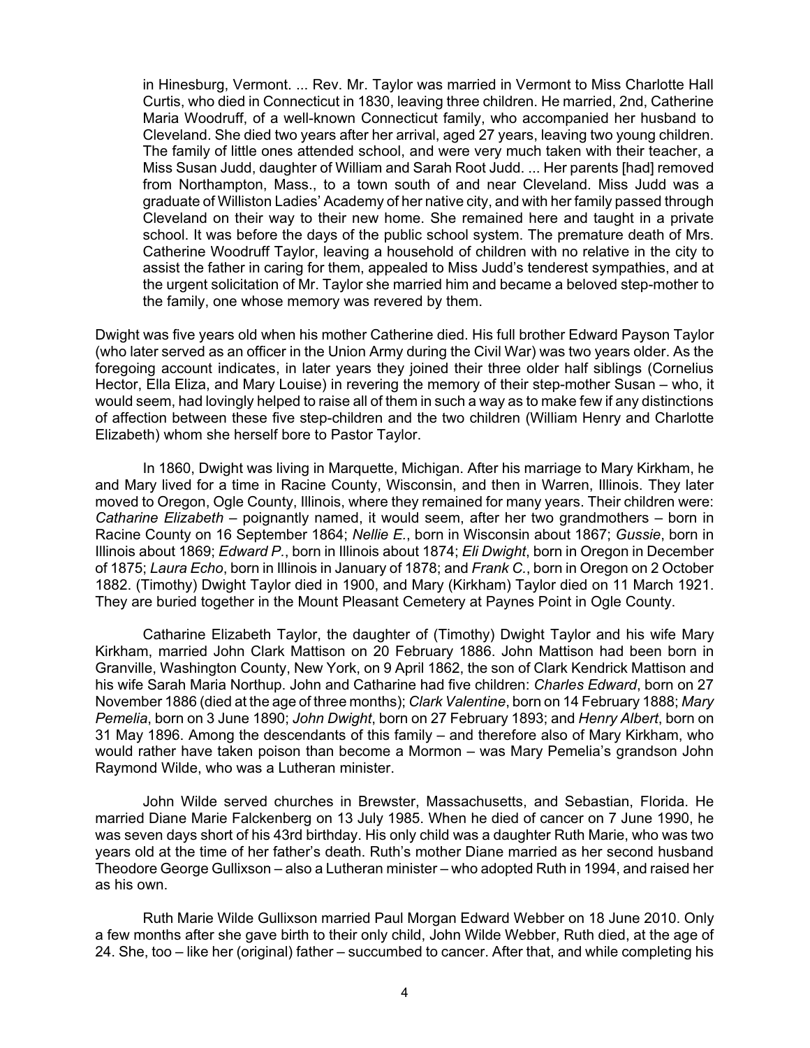> in Hinesburg, Vermont. ... Rev. Mr. Taylor was married in Vermont to Miss Charlotte Hall Curtis, who died in Connecticut in 1830, leaving three children. He married, 2nd, Catherine Maria Woodruff, of a well-known Connecticut family, who accompanied her husband to Cleveland. She died two years after her arrival, aged 27 years, leaving two young children. The family of little ones attended school, and were very much taken with their teacher, a Miss Susan Judd, daughter of William and Sarah Root Judd. ... Her parents [had] removed from Northampton, Mass., to a town south of and near Cleveland. Miss Judd was a graduate of Williston Ladies' Academy of her native city, and with her family passed through Cleveland on their way to their new home. She remained here and taught in a private school. It was before the days of the public school system. The premature death of Mrs. Catherine Woodruff Taylor, leaving a household of children with no relative in the city to assist the father in caring for them, appealed to Miss Judd's tenderest sympathies, and at the urgent solicitation of Mr. Taylor she married him and became a beloved step-mother to the family, one whose memory was revered by them.

Dwight was five years old when his mother Catherine died. His full brother Edward Payson Taylor (who later served as an officer in the Union Army during the Civil War) was two years older. As the foregoing account indicates, in later years they joined their three older half siblings (Cornelius Hector, Ella Eliza, and Mary Louise) in revering the memory of their step-mother Susan – who, it would seem, had lovingly helped to raise all of them in such a way as to make few if any distinctions of affection between these five step-children and the two children (William Henry and Charlotte Elizabeth) whom she herself bore to Pastor Taylor.

In 1860, Dwight was living in Marquette, Michigan. After his marriage to Mary Kirkham, he and Mary lived for a time in Racine County, Wisconsin, and then in Warren, Illinois. They later moved to Oregon, Ogle County, Illinois, where they remained for many years. Their children were: *Catharine Elizabeth* – poignantly named, it would seem, after her two grandmothers – born in Racine County on 16 September 1864; *Nellie E.*, born in Wisconsin about 1867; *Gussie*, born in Illinois about 1869; *Edward P.*, born in Illinois about 1874; *Eli Dwight*, born in Oregon in December of 1875; *Laura Echo*, born in Illinois in January of 1878; and *Frank C.*, born in Oregon on 2 October 1882. (Timothy) Dwight Taylor died in 1900, and Mary (Kirkham) Taylor died on 11 March 1921. They are buried together in the Mount Pleasant Cemetery at Paynes Point in Ogle County.

Catharine Elizabeth Taylor, the daughter of (Timothy) Dwight Taylor and his wife Mary Kirkham, married John Clark Mattison on 20 February 1886. John Mattison had been born in Granville, Washington County, New York, on 9 April 1862, the son of Clark Kendrick Mattison and his wife Sarah Maria Northup. John and Catharine had five children: *Charles Edward*, born on 27 November 1886 (died at the age of three months); *Clark Valentine*, born on 14 February 1888; *Mary Pemelia*, born on 3 June 1890; *John Dwight*, born on 27 February 1893; and *Henry Albert*, born on 31 May 1896. Among the descendants of this family – and therefore also of Mary Kirkham, who would rather have taken poison than become a Mormon – was Mary Pemelia's grandson John Raymond Wilde, who was a Lutheran minister.

John Wilde served churches in Brewster, Massachusetts, and Sebastian, Florida. He married Diane Marie Falckenberg on 13 July 1985. When he died of cancer on 7 June 1990, he was seven days short of his 43rd birthday. His only child was a daughter Ruth Marie, who was two years old at the time of her father's death. Ruth's mother Diane married as her second husband Theodore George Gullixson – also a Lutheran minister – who adopted Ruth in 1994, and raised her as his own.

Ruth Marie Wilde Gullixson married Paul Morgan Edward Webber on 18 June 2010. Only a few months after she gave birth to their only child, John Wilde Webber, Ruth died, at the age of 24. She, too – like her (original) father – succumbed to cancer. After that, and while completing his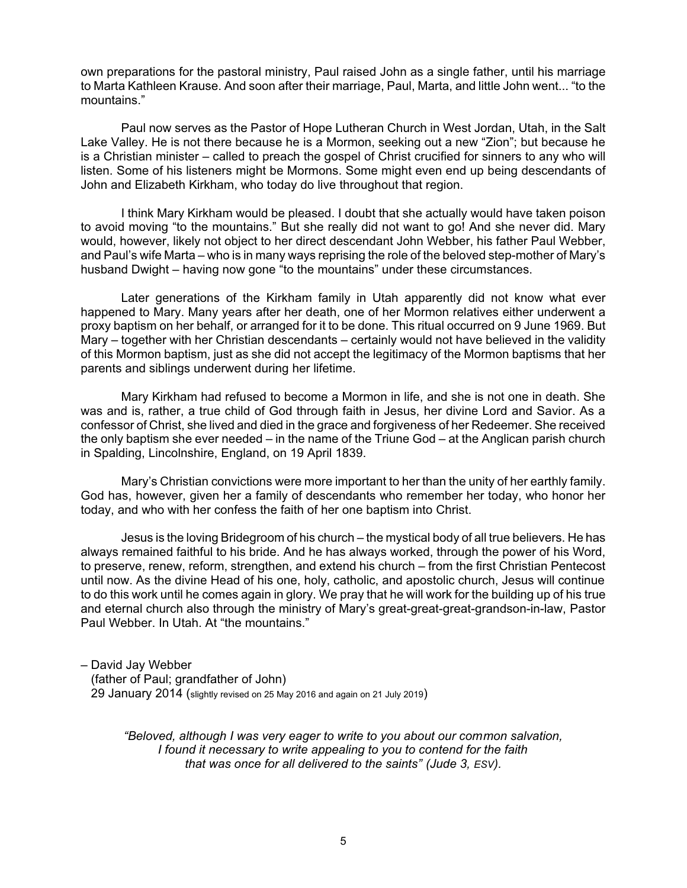own preparations for the pastoral ministry, Paul raised John as a single father, until his marriage to Marta Kathleen Krause. And soon after their marriage, Paul, Marta, and little John went... "to the mountains."

Paul now serves as the Pastor of Hope Lutheran Church in West Jordan, Utah, in the Salt Lake Valley. He is not there because he is a Mormon, seeking out a new "Zion"; but because he is a Christian minister – called to preach the gospel of Christ crucified for sinners to any who will listen. Some of his listeners might be Mormons. Some might even end up being descendants of John and Elizabeth Kirkham, who today do live throughout that region.

I think Mary Kirkham would be pleased. I doubt that she actually would have taken poison to avoid moving "to the mountains." But she really did not want to go! And she never did. Mary would, however, likely not object to her direct descendant John Webber, his father Paul Webber, and Paul's wife Marta – who is in many ways reprising the role of the beloved step-mother of Mary's husband Dwight – having now gone "to the mountains" under these circumstances.

Later generations of the Kirkham family in Utah apparently did not know what ever happened to Mary. Many years after her death, one of her Mormon relatives either underwent a proxy baptism on her behalf, or arranged for it to be done. This ritual occurred on 9 June 1969. But Mary – together with her Christian descendants – certainly would not have believed in the validity of this Mormon baptism, just as she did not accept the legitimacy of the Mormon baptisms that her parents and siblings underwent during her lifetime.

Mary Kirkham had refused to become a Mormon in life, and she is not one in death. She was and is, rather, a true child of God through faith in Jesus, her divine Lord and Savior. As a confessor of Christ, she lived and died in the grace and forgiveness of her Redeemer. She received the only baptism she ever needed – in the name of the Triune God – at the Anglican parish church in Spalding, Lincolnshire, England, on 19 April 1839.

Mary's Christian convictions were more important to her than the unity of her earthly family. God has, however, given her a family of descendants who remember her today, who honor her today, and who with her confess the faith of her one baptism into Christ.

Jesus is the loving Bridegroom of his church – the mystical body of all true believers. He has always remained faithful to his bride. And he has always worked, through the power of his Word, to preserve, renew, reform, strengthen, and extend his church – from the first Christian Pentecost until now. As the divine Head of his one, holy, catholic, and apostolic church, Jesus will continue to do this work until he comes again in glory. We pray that he will work for the building up of his true and eternal church also through the ministry of Mary's great-great-great-grandson-in-law, Pastor Paul Webber. In Utah. At "the mountains."

– David Jay Webber
(father of Paul; grandfather of John)
29 January 2014 (slightly revised on 25 May 2016 and again on 21 July 2019)

*"Beloved, although I was very eager to write to you about our common salvation, I found it necessary to write appealing to you to contend for the faith that was once for all delivered to the saints" (Jude 3, ESV).*